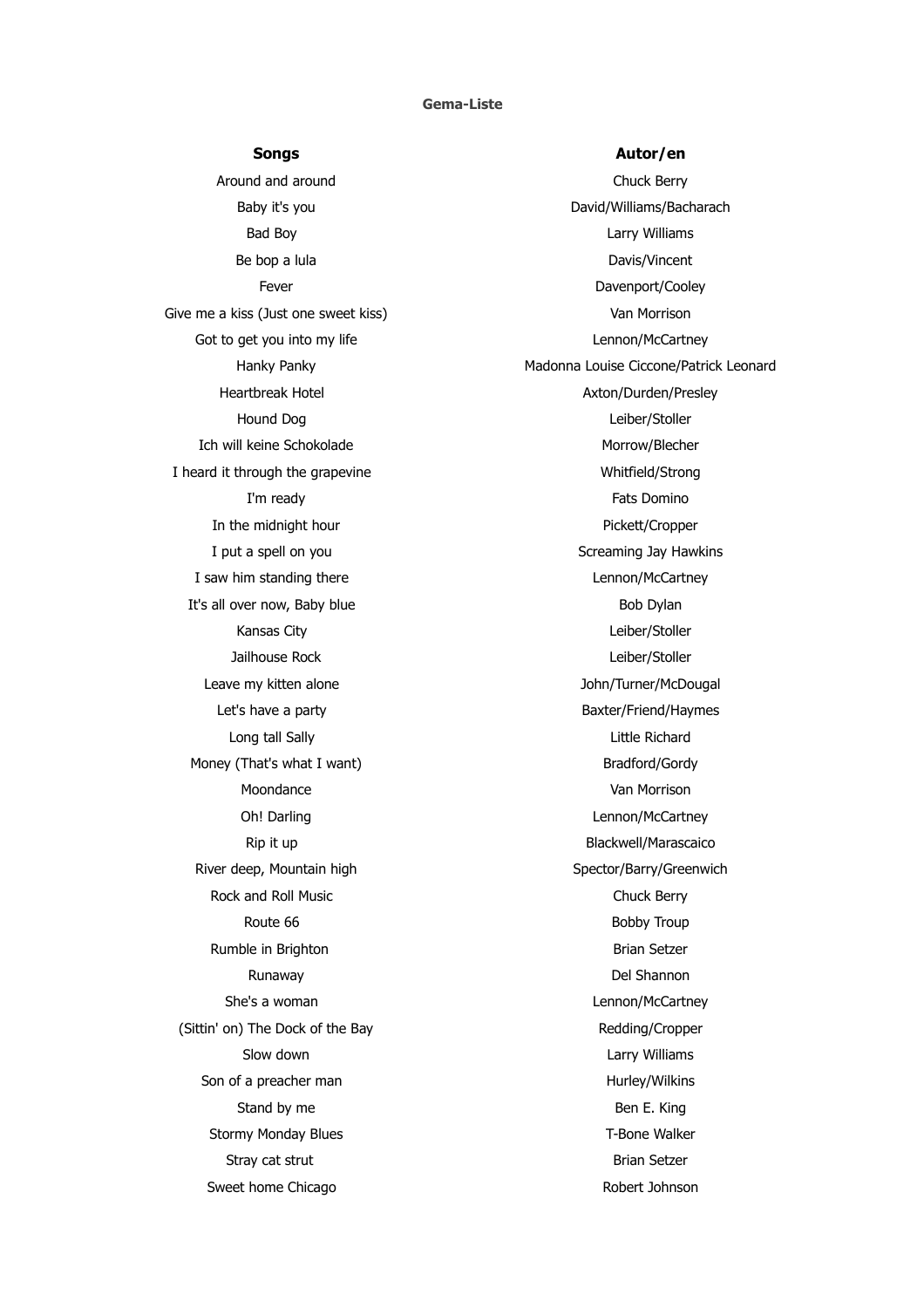**Gema-Liste**

| Songs | Autor/en |
|---|---|
| Around and around | Chuck Berry |
| Baby it's you | David/Williams/Bacharach |
| Bad Boy | Larry Williams |
| Be bop a lula | Davis/Vincent |
| Fever | Davenport/Cooley |
| Give me a kiss (Just one sweet kiss) | Van Morrison |
| Got to get you into my life | Lennon/McCartney |
| Hanky Panky | Madonna Louise Ciccone/Patrick Leonard |
| Heartbreak Hotel | Axton/Durden/Presley |
| Hound Dog | Leiber/Stoller |
| Ich will keine Schokolade | Morrow/Blecher |
| I heard it through the grapevine | Whitfield/Strong |
| I'm ready | Fats Domino |
| In the midnight hour | Pickett/Cropper |
| I put a spell on you | Screaming Jay Hawkins |
| I saw him standing there | Lennon/McCartney |
| It's all over now, Baby blue | Bob Dylan |
| Kansas City | Leiber/Stoller |
| Jailhouse Rock | Leiber/Stoller |
| Leave my kitten alone | John/Turner/McDougal |
| Let's have a party | Baxter/Friend/Haymes |
| Long tall Sally | Little Richard |
| Money (That's what I want) | Bradford/Gordy |
| Moondance | Van Morrison |
| Oh! Darling | Lennon/McCartney |
| Rip it up | Blackwell/Marascaico |
| River deep, Mountain high | Spector/Barry/Greenwich |
| Rock and Roll Music | Chuck Berry |
| Route 66 | Bobby Troup |
| Rumble in Brighton | Brian Setzer |
| Runaway | Del Shannon |
| She's a woman | Lennon/McCartney |
| (Sittin' on) The Dock of the Bay | Redding/Cropper |
| Slow down | Larry Williams |
| Son of a preacher man | Hurley/Wilkins |
| Stand by me | Ben E. King |
| Stormy Monday Blues | T-Bone Walker |
| Stray cat strut | Brian Setzer |
| Sweet home Chicago | Robert Johnson |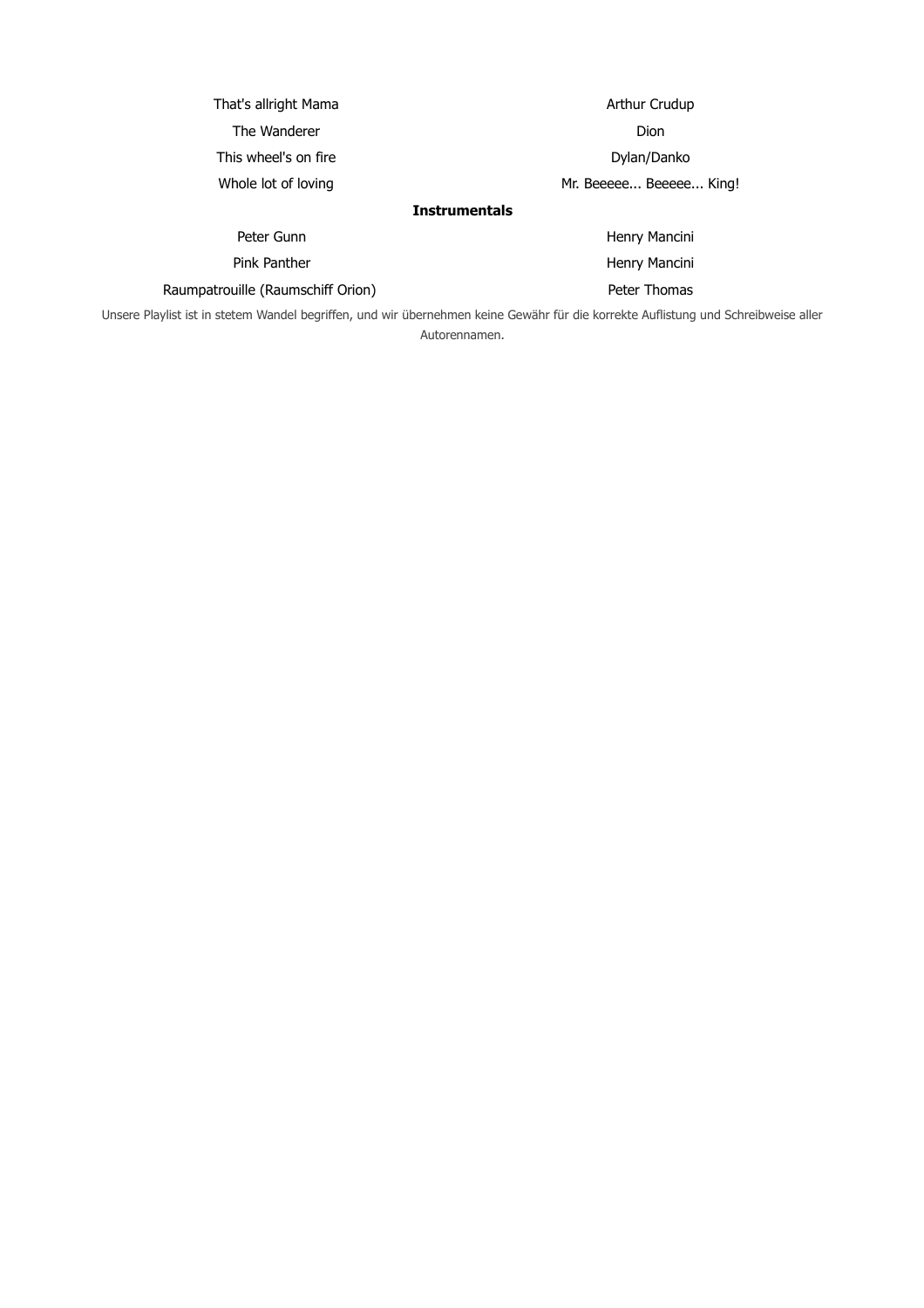| | |
|---|---|
| That's allright Mama | Arthur Crudup |
| The Wanderer | Dion |
| This wheel's on fire | Dylan/Danko |
| Whole lot of loving | Mr. Beeeee... Beeeee... King! |
| **Instrumentals** | |
| Peter Gunn | Henry Mancini |
| Pink Panther | Henry Mancini |
| Raumpatrouille (Raumschiff Orion) | Peter Thomas |

Unsere Playlist ist in stetem Wandel begriffen, und wir übernehmen keine Gewähr für die korrekte Auflistung und Schreibweise aller Autorennamen.